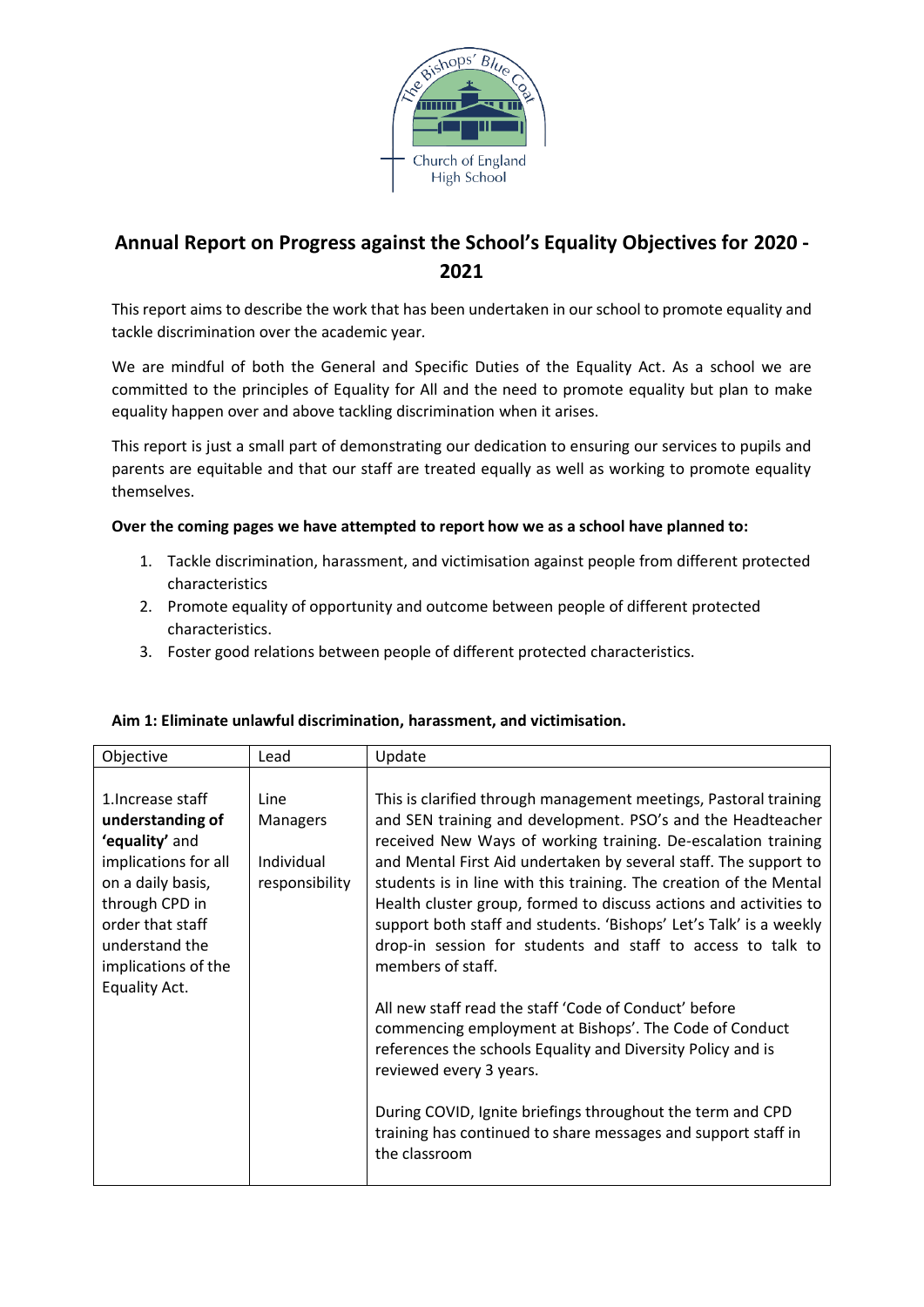# Annual Report on Progress against the School's Equality Objectives for 2020 - 2021

This report aims to describe the work that has been undertaken in our school to promote equality and tackle discrimination over the academic year.

We are mindful of both the General and Specific Duties of the Equality Act. As a school we are committed to the principles of Equality for All and the need to promote equality but plan to make equality happen over and above tackling discrimination when it arises.

This report is just a small part of demonstrating our dedication to ensuring our services to pupils and parents are equitable and that our staff are treated equally as well as working to promote equality themselves.

**Over the coming pages we have attempted to report how we as a school have planned to:**

1. Tackle discrimination, harassment, and victimisation against people from different protected characteristics
2. Promote equality of opportunity and outcome between people of different protected characteristics.
3. Foster good relations between people of different protected characteristics.

**Aim 1: Eliminate unlawful discrimination, harassment, and victimisation.**

| Objective | Lead | Update |
|---|---|---|
| 1.Increase staff **understanding of 'equality'** and implications for all on a daily basis, through CPD in order that staff understand the implications of the Equality Act. | Line Managers<br><br>Individual responsibility | This is clarified through management meetings, Pastoral training and SEN training and development. PSO's and the Headteacher received New Ways of working training. De-escalation training and Mental First Aid undertaken by several staff. The support to students is in line with this training. The creation of the Mental Health cluster group, formed to discuss actions and activities to support both staff and students. 'Bishops' Let's Talk' is a weekly drop-in session for students and staff to access to talk to members of staff.<br><br>All new staff read the staff 'Code of Conduct' before commencing employment at Bishops'. The Code of Conduct references the schools Equality and Diversity Policy and is reviewed every 3 years.<br><br>During COVID, Ignite briefings throughout the term and CPD training has continued to share messages and support staff in the classroom |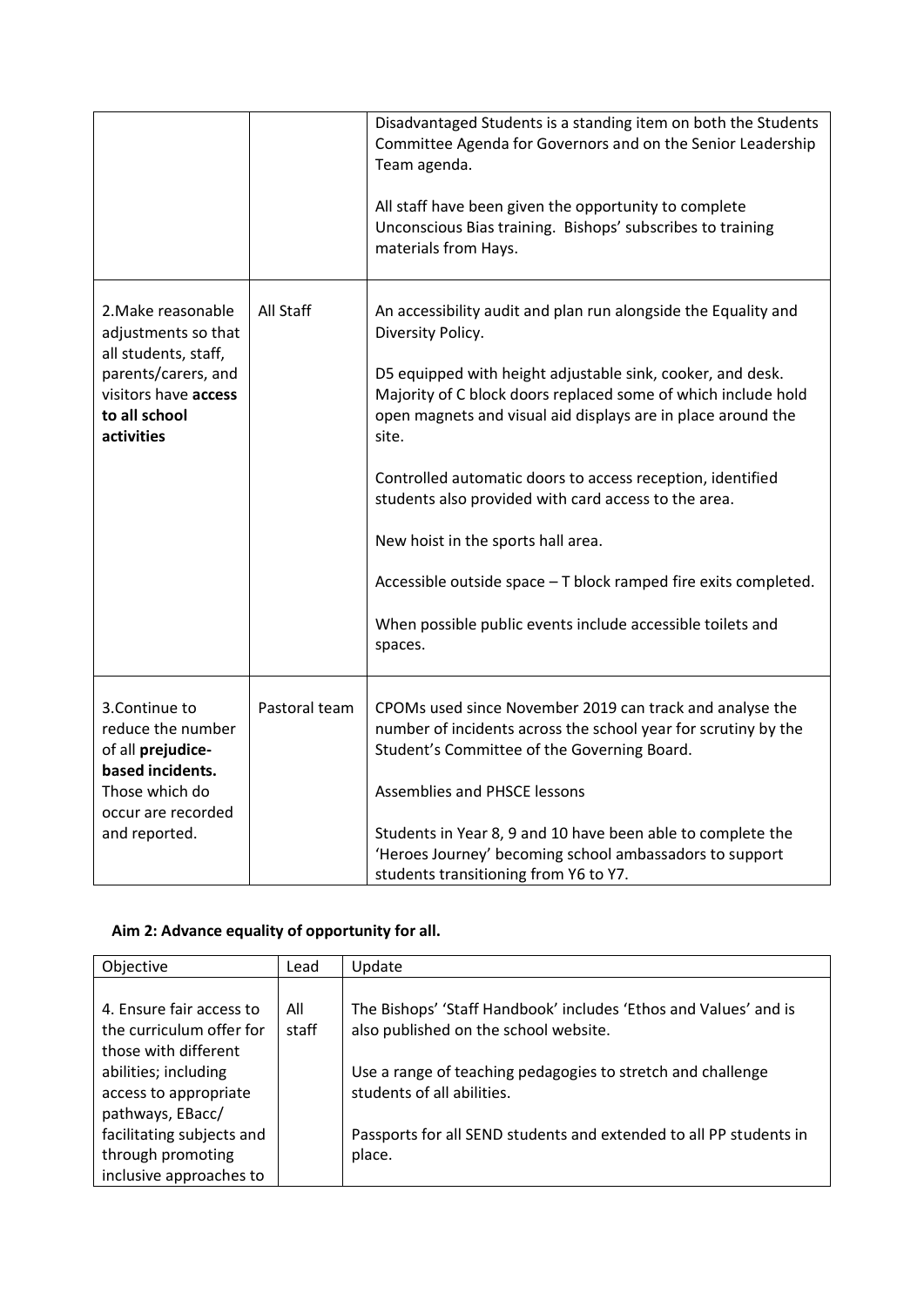| | | |
|---|---|---|
| | | Disadvantaged Students is a standing item on both the Students Committee Agenda for Governors and on the Senior Leadership Team agenda.<br><br>All staff have been given the opportunity to complete Unconscious Bias training. Bishops' subscribes to training materials from Hays. |
| 2.Make reasonable adjustments so that all students, staff, parents/carers, and visitors have **access to all school activities** | All Staff | An accessibility audit and plan run alongside the Equality and Diversity Policy.<br><br>D5 equipped with height adjustable sink, cooker, and desk. Majority of C block doors replaced some of which include hold open magnets and visual aid displays are in place around the site.<br><br>Controlled automatic doors to access reception, identified students also provided with card access to the area.<br><br>New hoist in the sports hall area.<br><br>Accessible outside space – T block ramped fire exits completed.<br><br>When possible public events include accessible toilets and spaces. |
| 3.Continue to reduce the number of all **prejudice-based incidents.** Those which do occur are recorded and reported. | Pastoral team | CPOMs used since November 2019 can track and analyse the number of incidents across the school year for scrutiny by the Student's Committee of the Governing Board.<br><br>Assemblies and PHSCE lessons<br><br>Students in Year 8, 9 and 10 have been able to complete the 'Heroes Journey' becoming school ambassadors to support students transitioning from Y6 to Y7. |

**Aim 2: Advance equality of opportunity for all.**

| Objective | Lead | Update |
|---|---|---|
| 4. Ensure fair access to the curriculum offer for those with different abilities; including access to appropriate pathways, EBacc/ facilitating subjects and through promoting inclusive approaches to | All staff | The Bishops' 'Staff Handbook' includes 'Ethos and Values' and is also published on the school website.<br><br>Use a range of teaching pedagogies to stretch and challenge students of all abilities.<br><br>Passports for all SEND students and extended to all PP students in place. |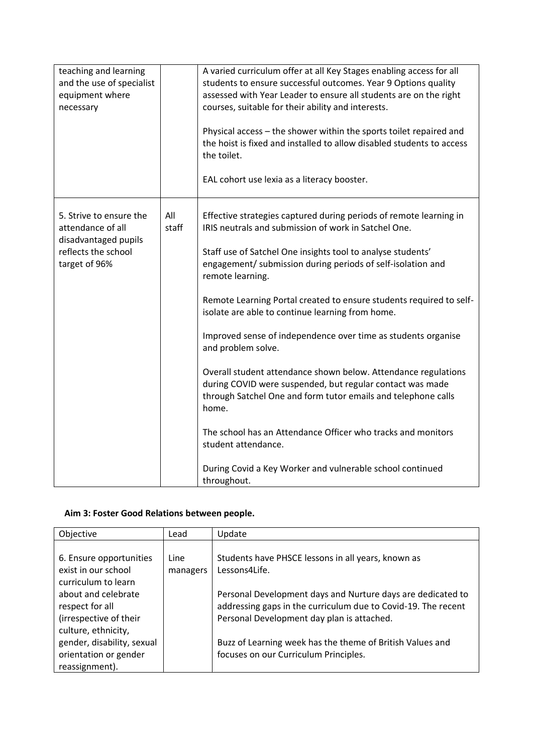| | | |
|---|---|---|
| teaching and learning and the use of specialist equipment where necessary | | A varied curriculum offer at all Key Stages enabling access for all students to ensure successful outcomes. Year 9 Options quality assessed with Year Leader to ensure all students are on the right courses, suitable for their ability and interests.<br><br>Physical access – the shower within the sports toilet repaired and the hoist is fixed and installed to allow disabled students to access the toilet.<br><br>EAL cohort use lexia as a literacy booster. |
| 5. Strive to ensure the attendance of all disadvantaged pupils reflects the school target of 96% | All staff | Effective strategies captured during periods of remote learning in IRIS neutrals and submission of work in Satchel One.<br><br>Staff use of Satchel One insights tool to analyse students' engagement/ submission during periods of self-isolation and remote learning.<br><br>Remote Learning Portal created to ensure students required to self-isolate are able to continue learning from home.<br><br>Improved sense of independence over time as students organise and problem solve.<br><br>Overall student attendance shown below. Attendance regulations during COVID were suspended, but regular contact was made through Satchel One and form tutor emails and telephone calls home.<br><br>The school has an Attendance Officer who tracks and monitors student attendance.<br><br>During Covid a Key Worker and vulnerable school continued throughout. |

**Aim 3: Foster Good Relations between people.**

| Objective | Lead | Update |
|---|---|---|
| 6. Ensure opportunities exist in our school curriculum to learn about and celebrate respect for all (irrespective of their culture, ethnicity, gender, disability, sexual orientation or gender reassignment). | Line managers | Students have PHSCE lessons in all years, known as Lessons4Life.<br><br>Personal Development days and Nurture days are dedicated to addressing gaps in the curriculum due to Covid-19. The recent Personal Development day plan is attached.<br><br>Buzz of Learning week has the theme of British Values and focuses on our Curriculum Principles. |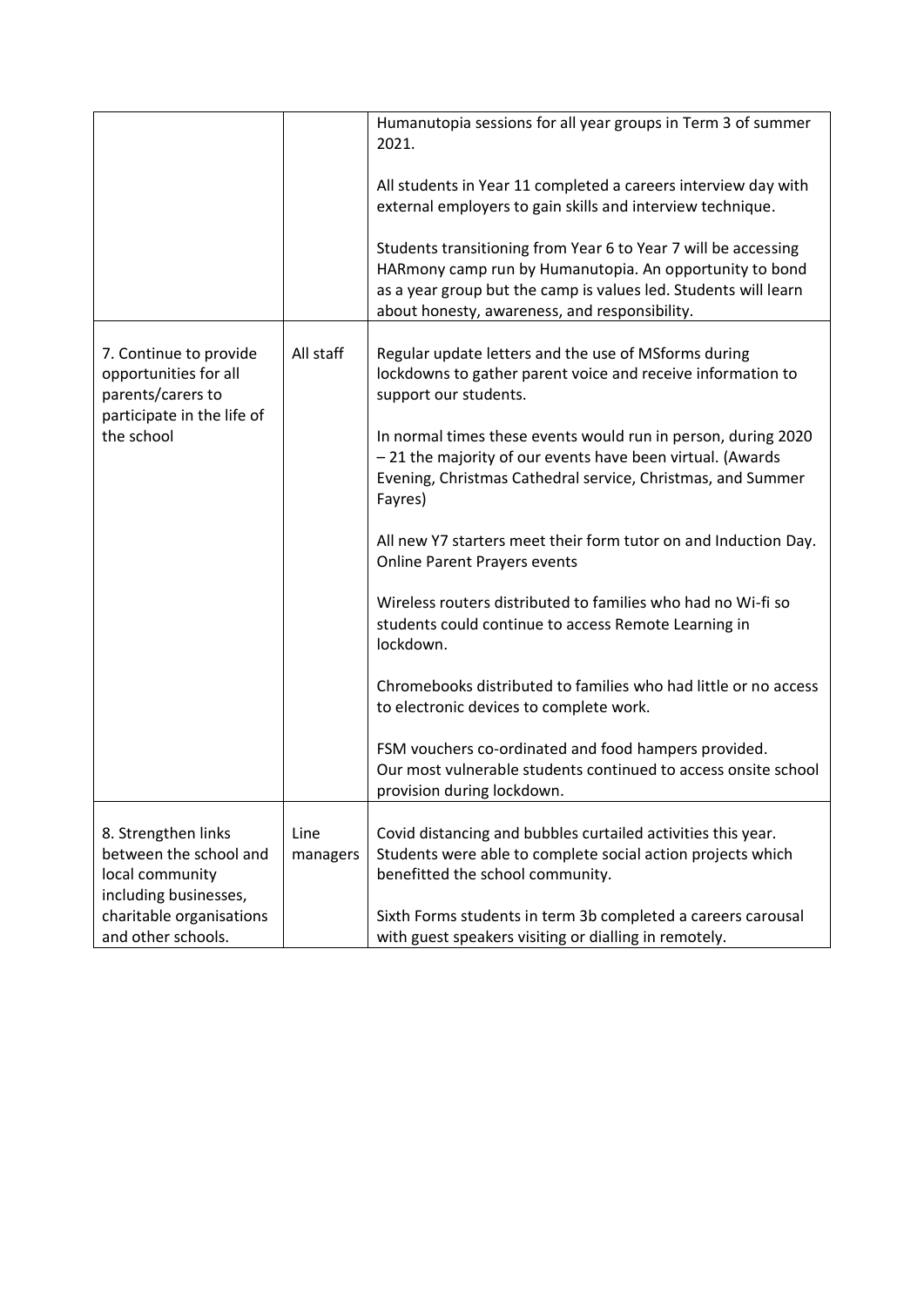| | | |
|---|---|---|
| | | Humanutopia sessions for all year groups in Term 3 of summer 2021.<br><br>All students in Year 11 completed a careers interview day with external employers to gain skills and interview technique.<br><br>Students transitioning from Year 6 to Year 7 will be accessing HARmony camp run by Humanutopia. An opportunity to bond as a year group but the camp is values led. Students will learn about honesty, awareness, and responsibility. |
| 7. Continue to provide opportunities for all parents/carers to participate in the life of the school | All staff | Regular update letters and the use of MSforms during lockdowns to gather parent voice and receive information to support our students.<br><br>In normal times these events would run in person, during 2020 – 21 the majority of our events have been virtual. (Awards Evening, Christmas Cathedral service, Christmas, and Summer Fayres)<br><br>All new Y7 starters meet their form tutor on and Induction Day. Online Parent Prayers events<br><br>Wireless routers distributed to families who had no Wi-fi so students could continue to access Remote Learning in lockdown.<br><br>Chromebooks distributed to families who had little or no access to electronic devices to complete work.<br><br>FSM vouchers co-ordinated and food hampers provided. Our most vulnerable students continued to access onsite school provision during lockdown. |
| 8. Strengthen links between the school and local community including businesses, charitable organisations and other schools. | Line managers | Covid distancing and bubbles curtailed activities this year. Students were able to complete social action projects which benefitted the school community.<br><br>Sixth Forms students in term 3b completed a careers carousal with guest speakers visiting or dialling in remotely. |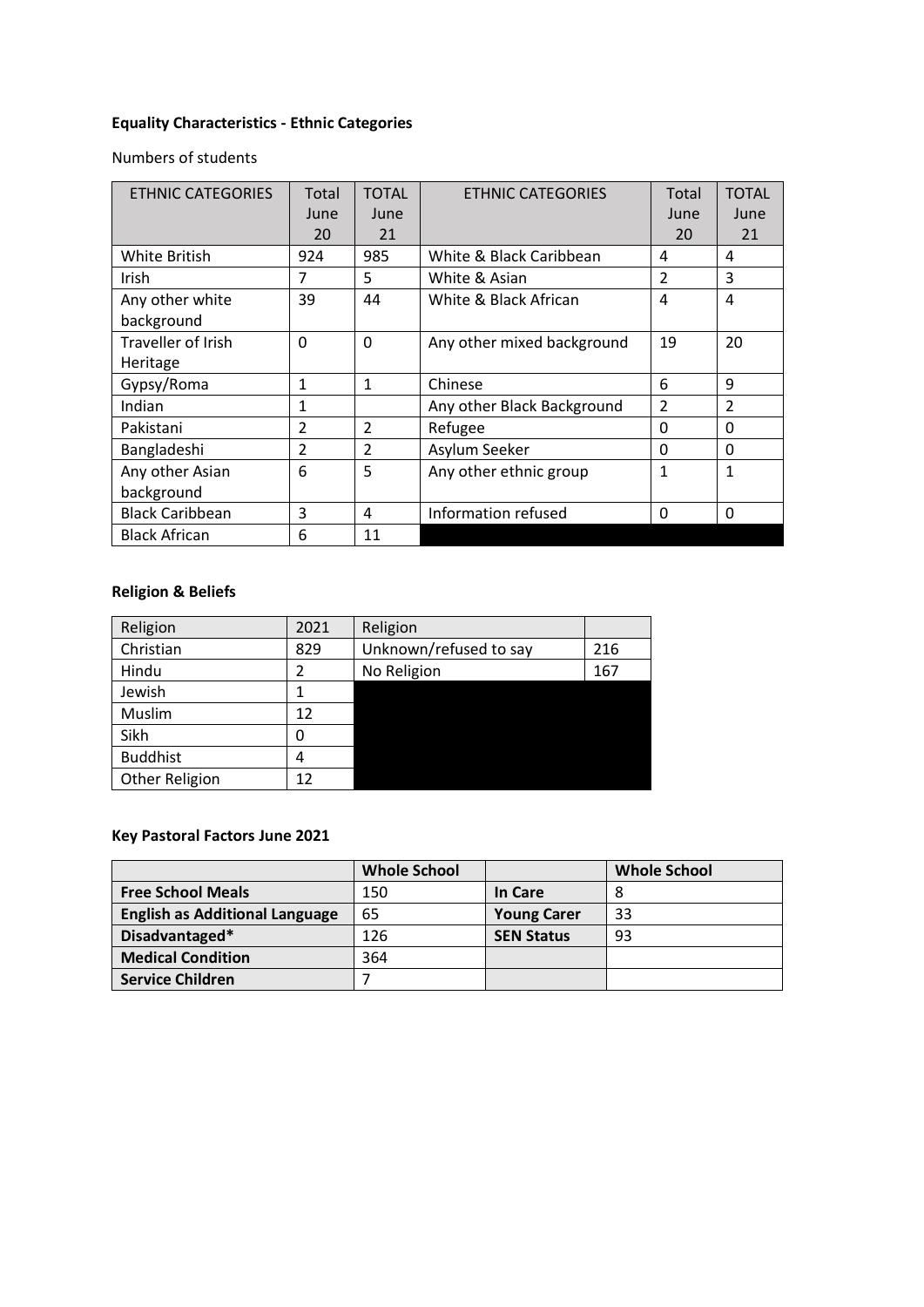**Equality Characteristics - Ethnic Categories**

Numbers of students

| ETHNIC CATEGORIES | Total June 20 | TOTAL June 21 | ETHNIC CATEGORIES | Total June 20 | TOTAL June 21 |
|---|---|---|---|---|---|
| White British | 924 | 985 | White & Black Caribbean | 4 | 4 |
| Irish | 7 | 5 | White & Asian | 2 | 3 |
| Any other white background | 39 | 44 | White & Black African | 4 | 4 |
| Traveller of Irish Heritage | 0 | 0 | Any other mixed background | 19 | 20 |
| Gypsy/Roma | 1 | 1 | Chinese | 6 | 9 |
| Indian | 1 | | Any other Black Background | 2 | 2 |
| Pakistani | 2 | 2 | Refugee | 0 | 0 |
| Bangladeshi | 2 | 2 | Asylum Seeker | 0 | 0 |
| Any other Asian background | 6 | 5 | Any other ethnic group | 1 | 1 |
| Black Caribbean | 3 | 4 | Information refused | 0 | 0 |
| Black African | 6 | 11 | | | |

**Religion & Beliefs**

| Religion | 2021 | Religion | |
|---|---|---|---|
| Christian | 829 | Unknown/refused to say | 216 |
| Hindu | 2 | No Religion | 167 |
| Jewish | 1 | | |
| Muslim | 12 | | |
| Sikh | 0 | | |
| Buddhist | 4 | | |
| Other Religion | 12 | | |

**Key Pastoral Factors June 2021**

| | **Whole School** | | **Whole School** |
|---|---|---|---|
| **Free School Meals** | 150 | **In Care** | 8 |
| **English as Additional Language** | 65 | **Young Carer** | 33 |
| **Disadvantaged*** | 126 | **SEN Status** | 93 |
| **Medical Condition** | 364 | | |
| **Service Children** | 7 | | |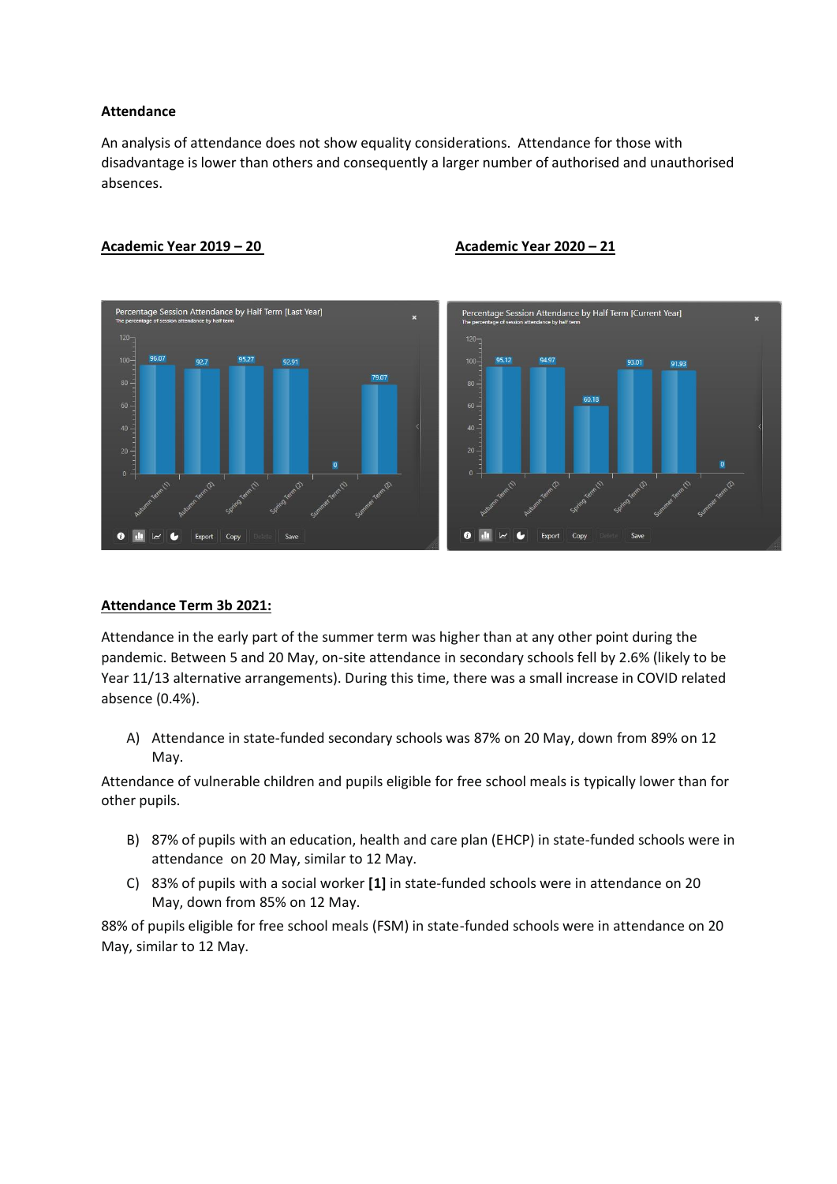**Attendance**

An analysis of attendance does not show equality considerations. Attendance for those with disadvantage is lower than others and consequently a larger number of authorised and unauthorised absences.

**Academic Year 2019 – 20**

**Academic Year 2020 – 21**

**Attendance Term 3b 2021:**

Attendance in the early part of the summer term was higher than at any other point during the pandemic. Between 5 and 20 May, on-site attendance in secondary schools fell by 2.6% (likely to be Year 11/13 alternative arrangements). During this time, there was a small increase in COVID related absence (0.4%).

A) Attendance in state-funded secondary schools was 87% on 20 May, down from 89% on 12 May.

Attendance of vulnerable children and pupils eligible for free school meals is typically lower than for other pupils.

B) 87% of pupils with an education, health and care plan (EHCP) in state-funded schools were in attendance on 20 May, similar to 12 May.

C) 83% of pupils with a social worker **[1]** in state-funded schools were in attendance on 20 May, down from 85% on 12 May.

88% of pupils eligible for free school meals (FSM) in state-funded schools were in attendance on 20 May, similar to 12 May.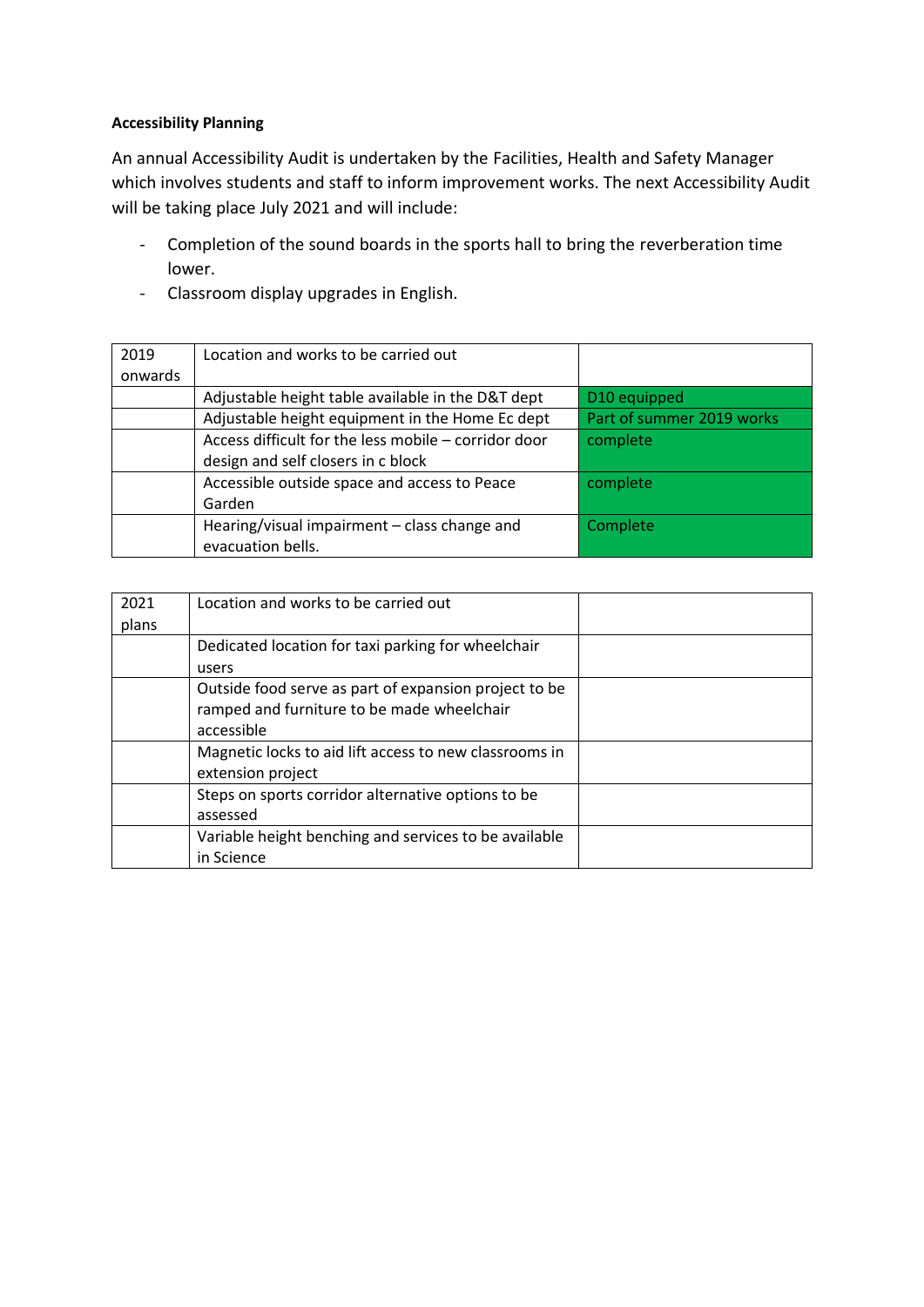**Accessibility Planning**

An annual Accessibility Audit is undertaken by the Facilities, Health and Safety Manager which involves students and staff to inform improvement works. The next Accessibility Audit will be taking place July 2021 and will include:

- Completion of the sound boards in the sports hall to bring the reverberation time lower.
- Classroom display upgrades in English.

| 2019 onwards | Location and works to be carried out | |
|---|---|---|
| | Adjustable height table available in the D&T dept | D10 equipped |
| | Adjustable height equipment in the Home Ec dept | Part of summer 2019 works |
| | Access difficult for the less mobile – corridor door design and self closers in c block | complete |
| | Accessible outside space and access to Peace Garden | complete |
| | Hearing/visual impairment – class change and evacuation bells. | Complete |

| 2021 plans | Location and works to be carried out | |
|---|---|---|
| | Dedicated location for taxi parking for wheelchair users | |
| | Outside food serve as part of expansion project to be ramped and furniture to be made wheelchair accessible | |
| | Magnetic locks to aid lift access to new classrooms in extension project | |
| | Steps on sports corridor alternative options to be assessed | |
| | Variable height benching and services to be available in Science | |